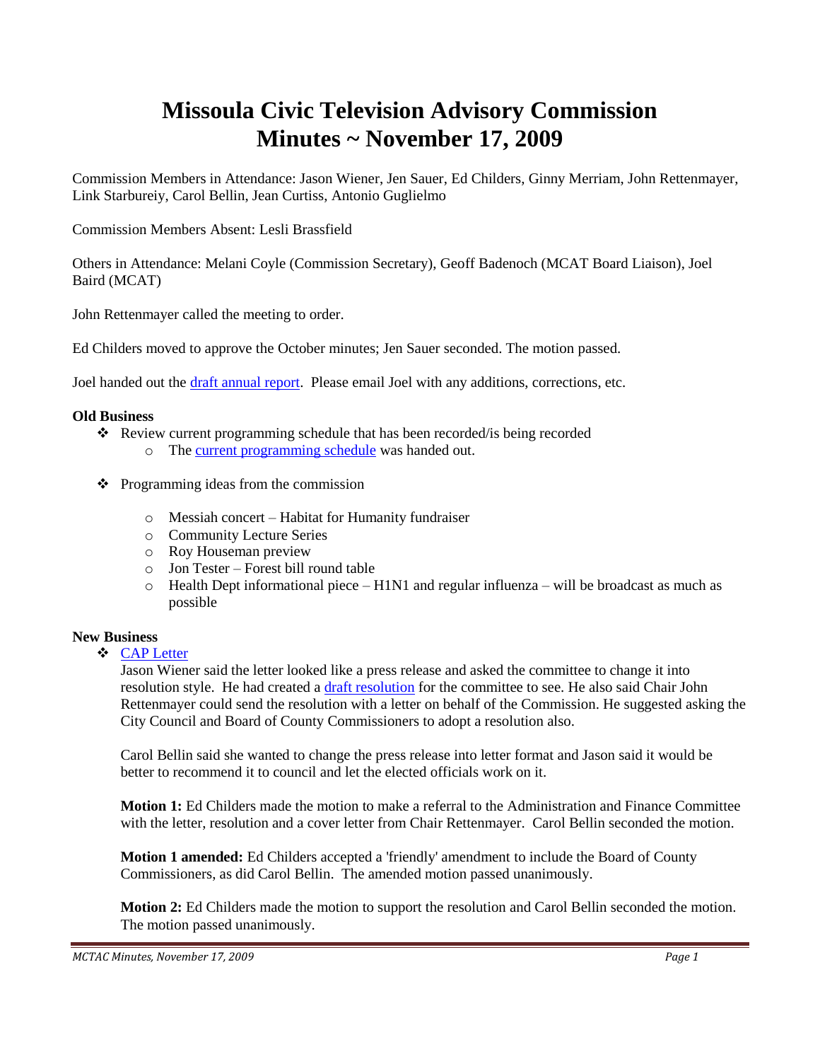# Missoula Civic Television Advisory Commission
# Minutes ~ November 17, 2009

Commission Members in Attendance: Jason Wiener, Jen Sauer, Ed Childers, Ginny Merriam, John Rettenmayer, Link Starbureiy, Carol Bellin, Jean Curtiss, Antonio Guglielmo

Commission Members Absent: Lesli Brassfield

Others in Attendance: Melani Coyle (Commission Secretary), Geoff Badenoch (MCAT Board Liaison), Joel Baird (MCAT)

John Rettenmayer called the meeting to order.

Ed Childers moved to approve the October minutes; Jen Sauer seconded. The motion passed.

Joel handed out the draft annual report. Please email Joel with any additions, corrections, etc.

**Old Business**

- Review current programming schedule that has been recorded/is being recorded
  - The current programming schedule was handed out.
- Programming ideas from the commission
  - Messiah concert – Habitat for Humanity fundraiser
  - Community Lecture Series
  - Roy Houseman preview
  - Jon Tester – Forest bill round table
  - Health Dept informational piece – H1N1 and regular influenza – will be broadcast as much as possible

**New Business**

- CAP Letter

  Jason Wiener said the letter looked like a press release and asked the committee to change it into resolution style. He had created a draft resolution for the committee to see. He also said Chair John Rettenmayer could send the resolution with a letter on behalf of the Commission. He suggested asking the City Council and Board of County Commissioners to adopt a resolution also.

  Carol Bellin said she wanted to change the press release into letter format and Jason said it would be better to recommend it to council and let the elected officials work on it.

  **Motion 1:** Ed Childers made the motion to make a referral to the Administration and Finance Committee with the letter, resolution and a cover letter from Chair Rettenmayer. Carol Bellin seconded the motion.

  **Motion 1 amended:** Ed Childers accepted a 'friendly' amendment to include the Board of County Commissioners, as did Carol Bellin. The amended motion passed unanimously.

  **Motion 2:** Ed Childers made the motion to support the resolution and Carol Bellin seconded the motion. The motion passed unanimously.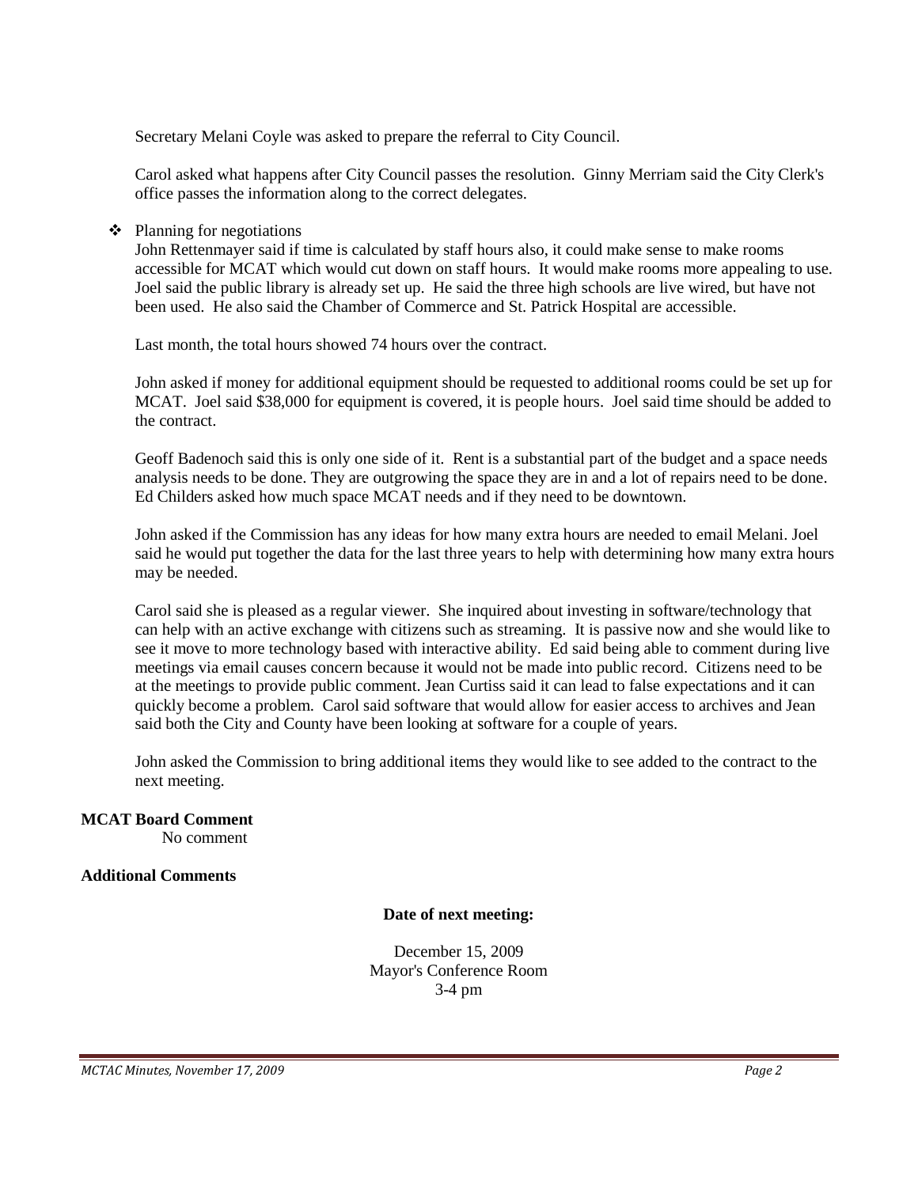Secretary Melani Coyle was asked to prepare the referral to City Council.

Carol asked what happens after City Council passes the resolution. Ginny Merriam said the City Clerk's office passes the information along to the correct delegates.

- Planning for negotiations

  John Rettenmayer said if time is calculated by staff hours also, it could make sense to make rooms accessible for MCAT which would cut down on staff hours. It would make rooms more appealing to use. Joel said the public library is already set up. He said the three high schools are live wired, but have not been used. He also said the Chamber of Commerce and St. Patrick Hospital are accessible.

  Last month, the total hours showed 74 hours over the contract.

  John asked if money for additional equipment should be requested to additional rooms could be set up for MCAT. Joel said $38,000 for equipment is covered, it is people hours. Joel said time should be added to the contract.

  Geoff Badenoch said this is only one side of it. Rent is a substantial part of the budget and a space needs analysis needs to be done. They are outgrowing the space they are in and a lot of repairs need to be done. Ed Childers asked how much space MCAT needs and if they need to be downtown.

  John asked if the Commission has any ideas for how many extra hours are needed to email Melani. Joel said he would put together the data for the last three years to help with determining how many extra hours may be needed.

  Carol said she is pleased as a regular viewer. She inquired about investing in software/technology that can help with an active exchange with citizens such as streaming. It is passive now and she would like to see it move to more technology based with interactive ability. Ed said being able to comment during live meetings via email causes concern because it would not be made into public record. Citizens need to be at the meetings to provide public comment. Jean Curtiss said it can lead to false expectations and it can quickly become a problem. Carol said software that would allow for easier access to archives and Jean said both the City and County have been looking at software for a couple of years.

  John asked the Commission to bring additional items they would like to see added to the contract to the next meeting.

**MCAT Board Comment**

No comment

**Additional Comments**

**Date of next meeting:**

December 15, 2009
Mayor's Conference Room
3-4 pm